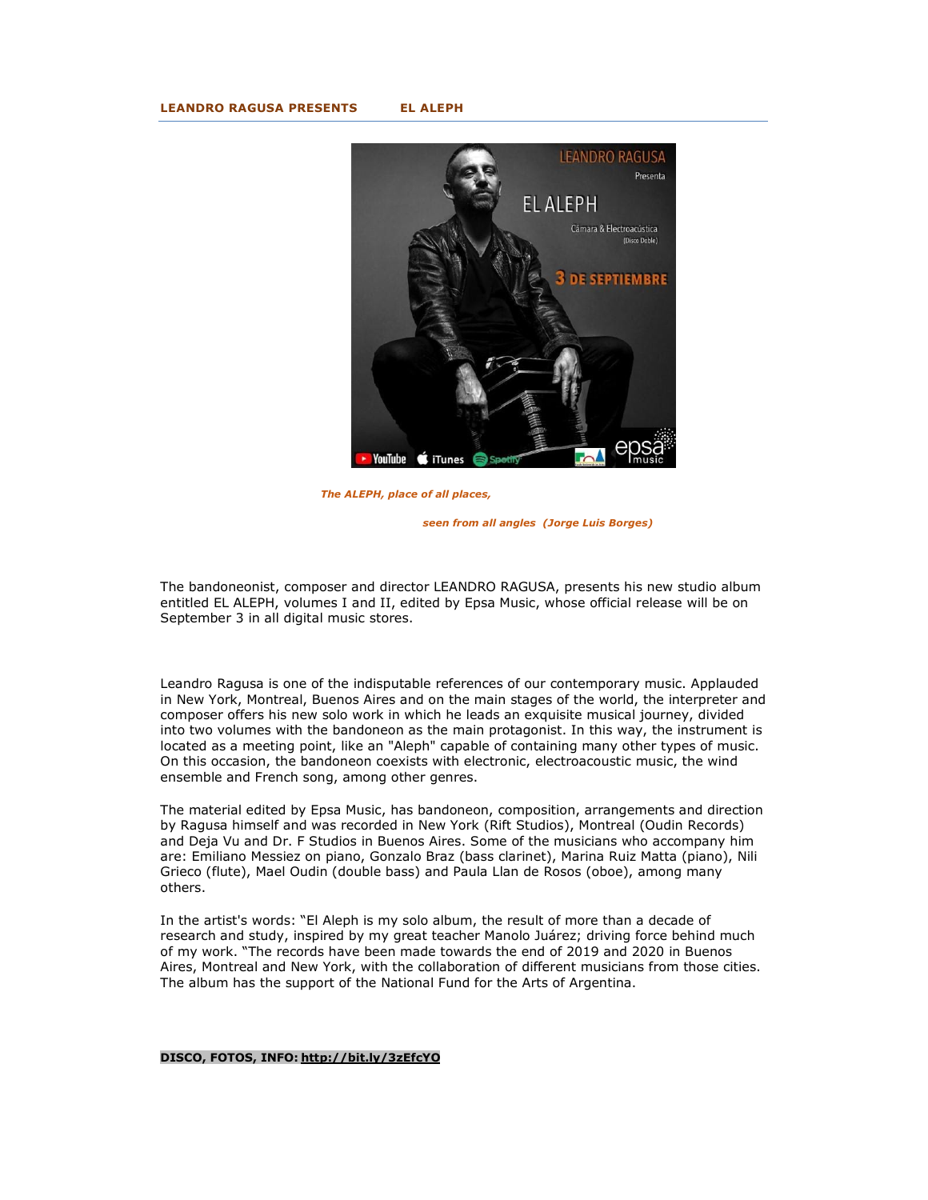**LEANDRO RAGUSA PRESENTS EL ALEPH**

*The ALEPH, place of all places,*

*seen from all angles (Jorge Luis Borges)*

The bandoneonist, composer and director LEANDRO RAGUSA, presents his new studio album entitled EL ALEPH, volumes I and II, edited by Epsa Music, whose official release will be on September 3 in all digital music stores.

Leandro Ragusa is one of the indisputable references of our contemporary music. Applauded in New York, Montreal, Buenos Aires and on the main stages of the world, the interpreter and composer offers his new solo work in which he leads an exquisite musical journey, divided into two volumes with the bandoneon as the main protagonist. In this way, the instrument is located as a meeting point, like an "Aleph" capable of containing many other types of music. On this occasion, the bandoneon coexists with electronic, electroacoustic music, the wind ensemble and French song, among other genres.

The material edited by Epsa Music, has bandoneon, composition, arrangements and direction by Ragusa himself and was recorded in New York (Rift Studios), Montreal (Oudin Records) and Deja Vu and Dr. F Studios in Buenos Aires. Some of the musicians who accompany him are: Emiliano Messiez on piano, Gonzalo Braz (bass clarinet), Marina Ruiz Matta (piano), Nili Grieco (flute), Mael Oudin (double bass) and Paula Llan de Rosos (oboe), among many others.

In the artist's words: "El Aleph is my solo album, the result of more than a decade of research and study, inspired by my great teacher Manolo Juárez; driving force behind much of my work. "The records have been made towards the end of 2019 and 2020 in Buenos Aires, Montreal and New York, with the collaboration of different musicians from those cities. The album has the support of the National Fund for the Arts of Argentina.

**DISCO, FOTOS, INFO: http://bit.ly/3zEfcYO**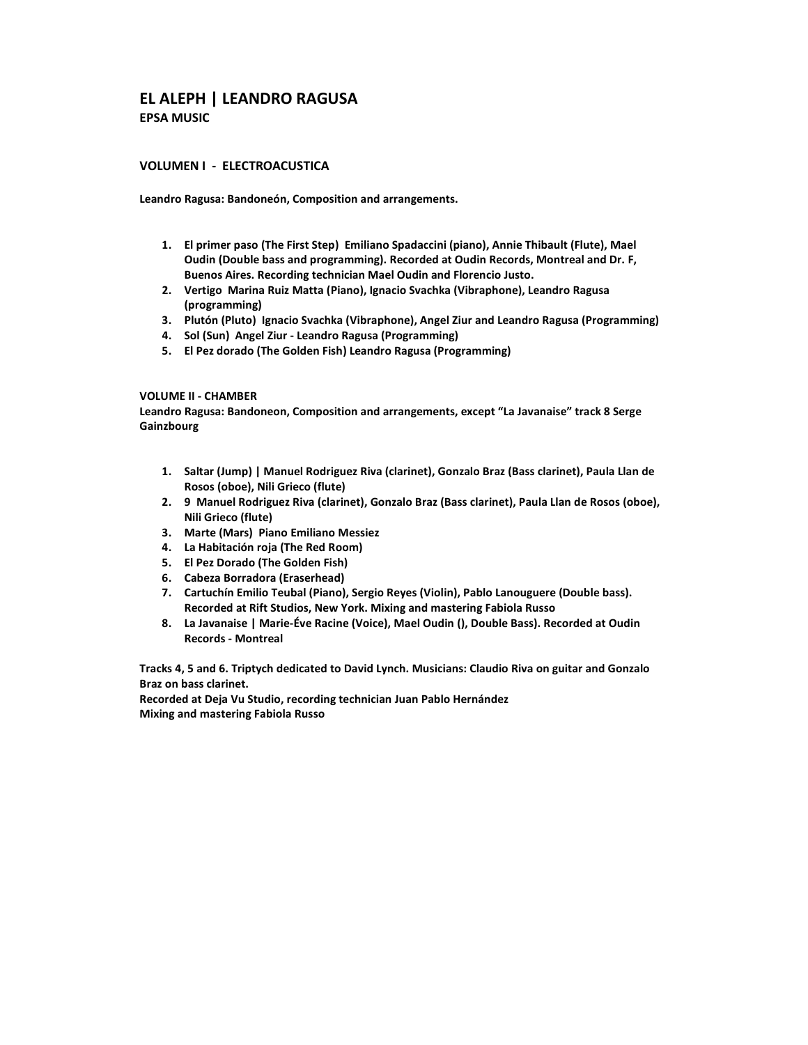## EL ALEPH | LEANDRO RAGUSA

**EPSA MUSIC**

**VOLUMEN I - ELECTROACUSTICA**

**Leandro Ragusa: Bandoneón, Composition and arrangements.**

1. **El primer paso (The First Step) Emiliano Spadaccini (piano), Annie Thibault (Flute), Mael Oudin (Double bass and programming). Recorded at Oudin Records, Montreal and Dr. F, Buenos Aires. Recording technician Mael Oudin and Florencio Justo.**
2. **Vertigo Marina Ruiz Matta (Piano), Ignacio Svachka (Vibraphone), Leandro Ragusa (programming)**
3. **Plutón (Pluto) Ignacio Svachka (Vibraphone), Angel Ziur and Leandro Ragusa (Programming)**
4. **Sol (Sun) Angel Ziur - Leandro Ragusa (Programming)**
5. **El Pez dorado (The Golden Fish) Leandro Ragusa (Programming)**

**VOLUME II - CHAMBER**

**Leandro Ragusa: Bandoneon, Composition and arrangements, except "La Javanaise" track 8 Serge Gainzbourg**

1. **Saltar (Jump) | Manuel Rodriguez Riva (clarinet), Gonzalo Braz (Bass clarinet), Paula Llan de Rosos (oboe), Nili Grieco (flute)**
2. **9 Manuel Rodriguez Riva (clarinet), Gonzalo Braz (Bass clarinet), Paula Llan de Rosos (oboe), Nili Grieco (flute)**
3. **Marte (Mars) Piano Emiliano Messiez**
4. **La Habitación roja (The Red Room)**
5. **El Pez Dorado (The Golden Fish)**
6. **Cabeza Borradora (Eraserhead)**
7. **Cartuchín Emilio Teubal (Piano), Sergio Reyes (Violin), Pablo Lanouguere (Double bass). Recorded at Rift Studios, New York. Mixing and mastering Fabiola Russo**
8. **La Javanaise | Marie-Éve Racine (Voice), Mael Oudin (), Double Bass). Recorded at Oudin Records - Montreal**

**Tracks 4, 5 and 6. Triptych dedicated to David Lynch. Musicians: Claudio Riva on guitar and Gonzalo Braz on bass clarinet.**
**Recorded at Deja Vu Studio, recording technician Juan Pablo Hernández**
**Mixing and mastering Fabiola Russo**